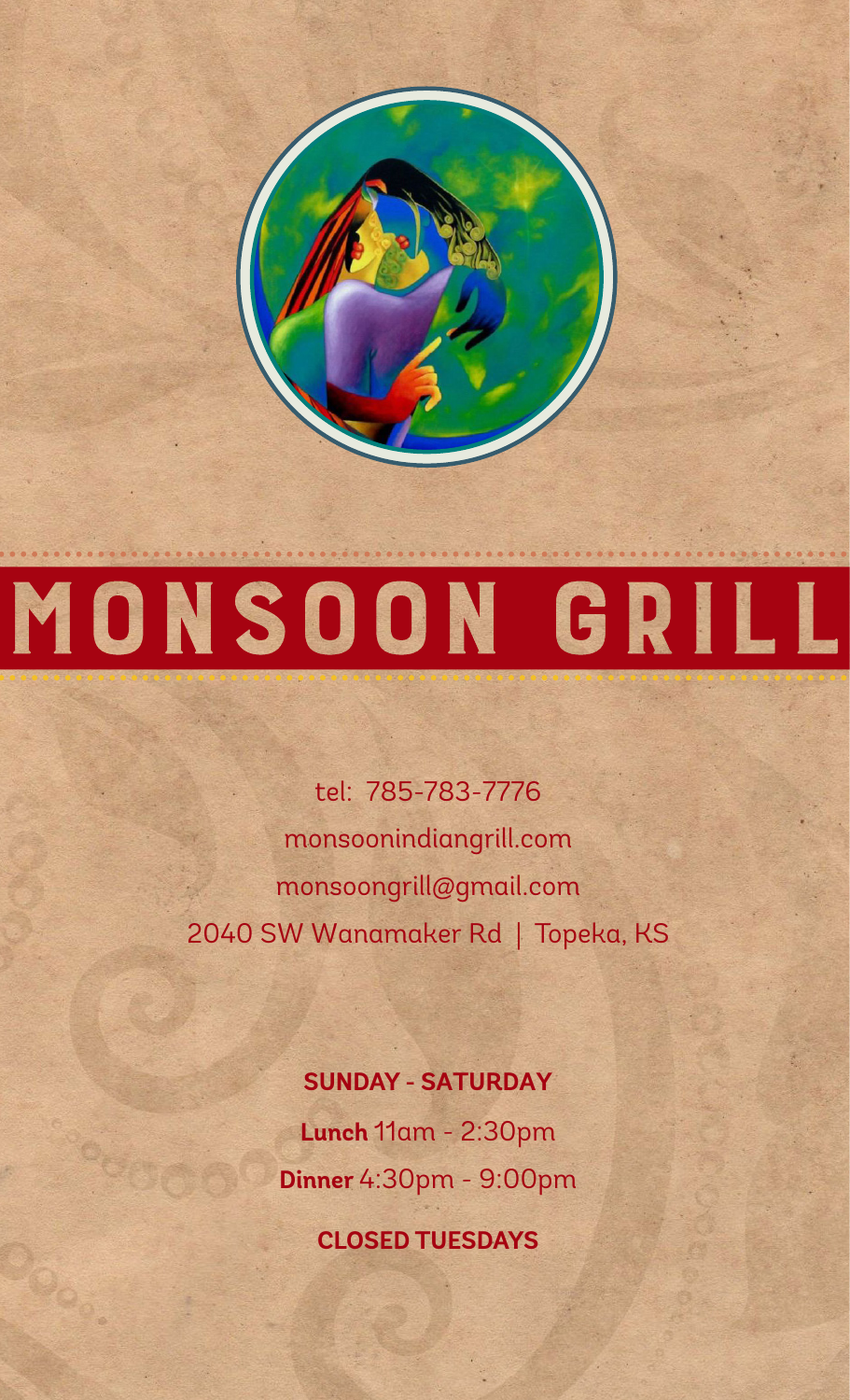# MONSOON GRILL

tel: 785-783-7776

monsoonindiangrill.com

monsoongrill@gmail.com

2040 SW Wanamaker Rd | Topeka, KS

**SUNDAY - SATURDAY**

**Lunch** 11am - 2:30pm

**Dinner** 4:30pm - 9:00pm

**CLOSED TUESDAYS**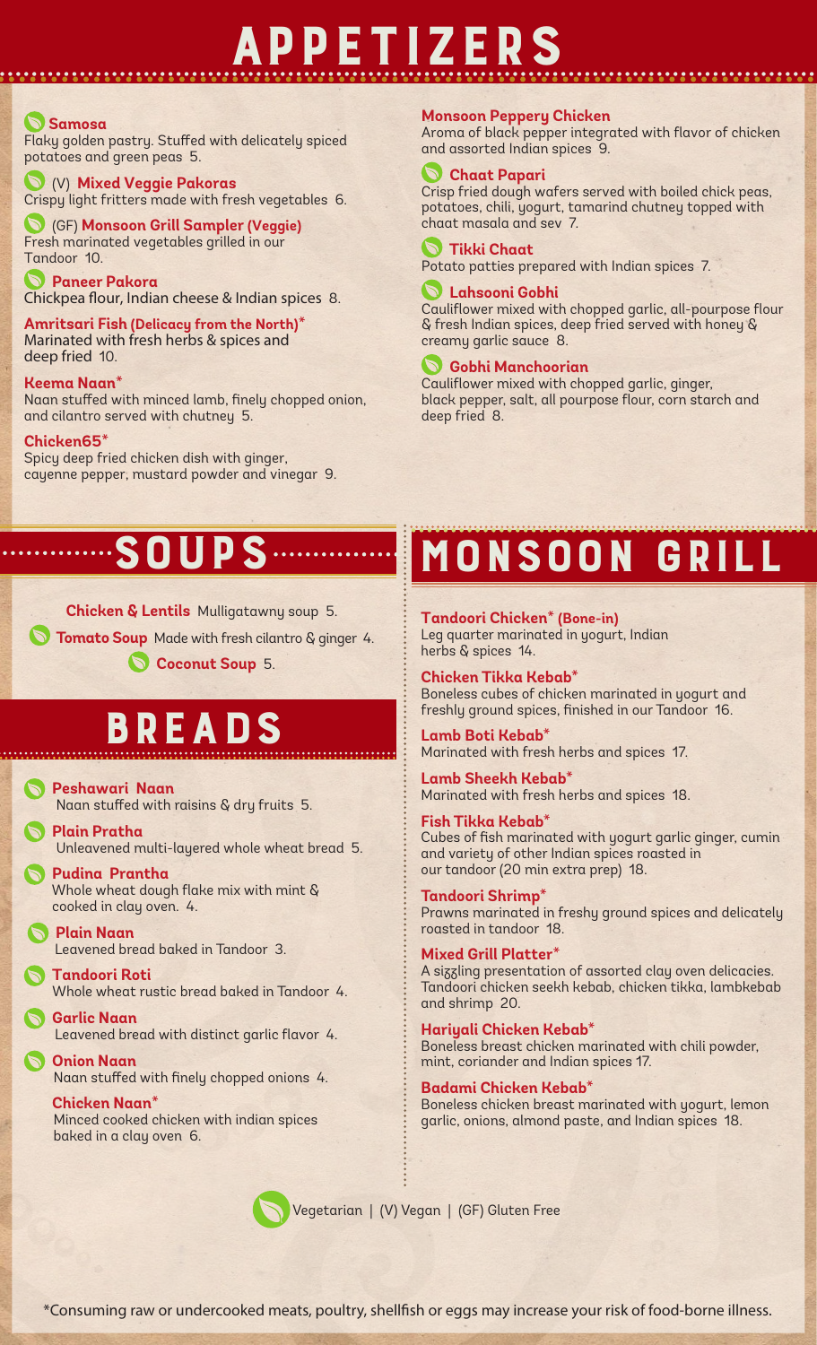# APPETIZERS

**Samosa**
Flaky golden pastry. Stuffed with delicately spiced potatoes and green peas 5.

(V) **Mixed Veggie Pakoras**
Crispy light fritters made with fresh vegetables 6.

(GF) **Monsoon Grill Sampler (Veggie)**
Fresh marinated vegetables grilled in our Tandoor 10.

**Paneer Pakora**
Chickpea flour, Indian cheese & Indian spices 8.

**Amritsari Fish (Delicacy from the North)***
Marinated with fresh herbs & spices and deep fried 10.

**Keema Naan***
Naan stuffed with minced lamb, finely chopped onion, and cilantro served with chutney 5.

**Chicken65***
Spicy deep fried chicken dish with ginger, cayenne pepper, mustard powder and vinegar 9.

**Monsoon Peppery Chicken**
Aroma of black pepper integrated with flavor of chicken and assorted Indian spices 9.

**Chaat Papari**
Crisp fried dough wafers served with boiled chick peas, potatoes, chili, yogurt, tamarind chutney topped with chaat masala and sev 7.

**Tikki Chaat**
Potato patties prepared with Indian spices 7.

**Lahsooni Gobhi**
Cauliflower mixed with chopped garlic, all-pourpose flour & fresh Indian spices, deep fried served with honey & creamy garlic sauce 8.

**Gobhi Manchoorian**
Cauliflower mixed with chopped garlic, ginger, black pepper, salt, all pourpose flour, corn starch and deep fried 8.

# SOUPS

**Chicken & Lentils** Mulligatawny soup 5.

**Tomato Soup** Made with fresh cilantro & ginger 4.

**Coconut Soup** 5.

# BREADS

**Peshawari Naan**
Naan stuffed with raisins & dry fruits 5.

**Plain Pratha**
Unleavened multi-layered whole wheat bread 5.

**Pudina Prantha**
Whole wheat dough flake mix with mint & cooked in clay oven. 4.

**Plain Naan**
Leavened bread baked in Tandoor 3.

**Tandoori Roti**
Whole wheat rustic bread baked in Tandoor 4.

**Garlic Naan**
Leavened bread with distinct garlic flavor 4.

**Onion Naan**
Naan stuffed with finely chopped onions 4.

**Chicken Naan***
Minced cooked chicken with indian spices baked in a clay oven 6.

# MONSOON GRILL

**Tandoori Chicken* (Bone-in)**
Leg quarter marinated in yogurt, Indian herbs & spices 14.

**Chicken Tikka Kebab***
Boneless cubes of chicken marinated in yogurt and freshly ground spices, finished in our Tandoor 16.

**Lamb Boti Kebab***
Marinated with fresh herbs and spices 17.

**Lamb Sheekh Kebab***
Marinated with fresh herbs and spices 18.

**Fish Tikka Kebab***
Cubes of fish marinated with yogurt garlic ginger, cumin and variety of other Indian spices roasted in our tandoor (20 min extra prep) 18.

**Tandoori Shrimp***
Prawns marinated in freshy ground spices and delicately roasted in tandoor 18.

**Mixed Grill Platter***
A sizzling presentation of assorted clay oven delicacies. Tandoori chicken seekh kebab, chicken tikka, lambkebab and shrimp 20.

**Hariyali Chicken Kebab***
Boneless breast chicken marinated with chili powder, mint, coriander and Indian spices 17.

**Badami Chicken Kebab***
Boneless chicken breast marinated with yogurt, lemon garlic, onions, almond paste, and Indian spices 18.

Vegetarian | (V) Vegan | (GF) Gluten Free

*Consuming raw or undercooked meats, poultry, shellfish or eggs may increase your risk of food-borne illness.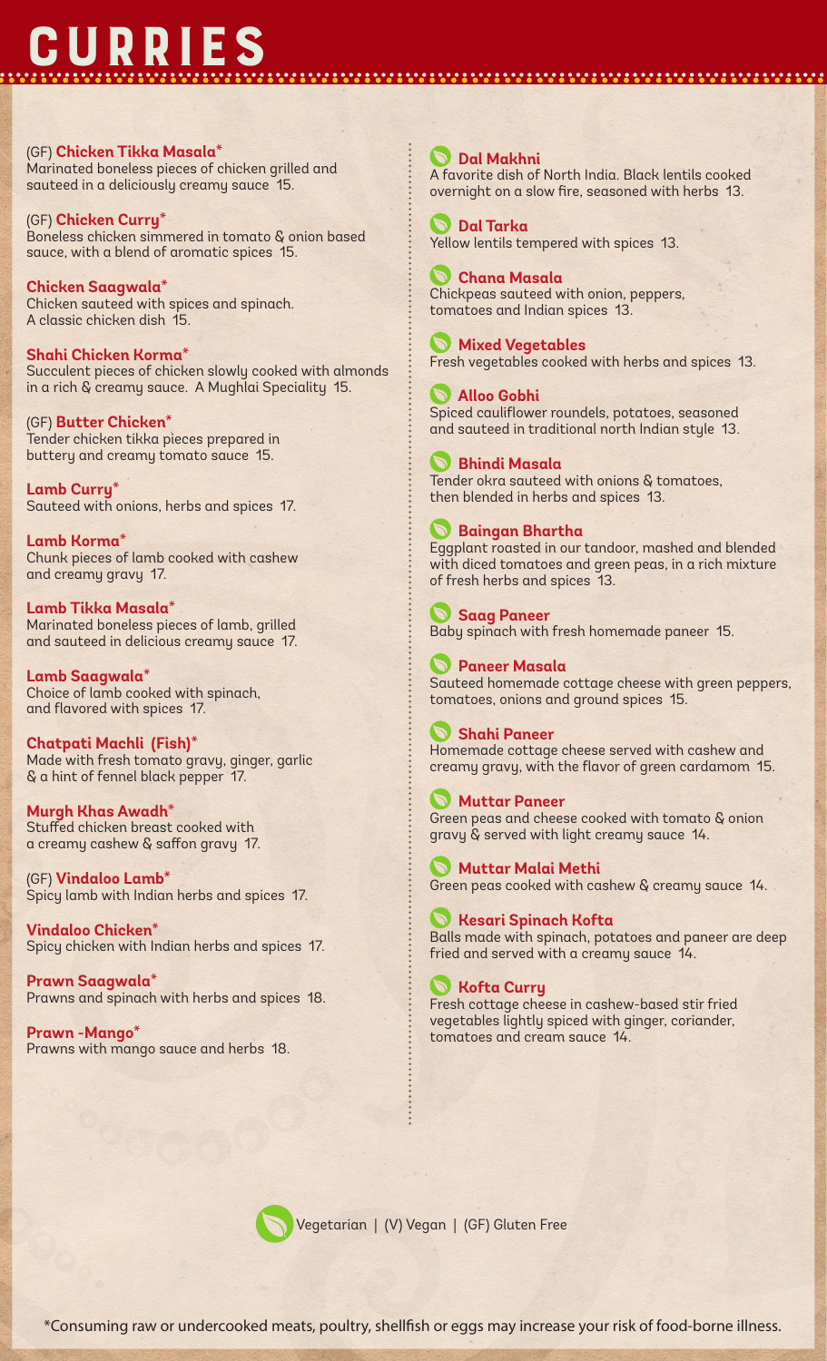# CURRIES

(GF) **Chicken Tikka Masala***
Marinated boneless pieces of chicken grilled and sauteed in a deliciously creamy sauce 15.

(GF) **Chicken Curry***
Boneless chicken simmered in tomato & onion based sauce, with a blend of aromatic spices 15.

**Chicken Saagwala***
Chicken sauteed with spices and spinach. A classic chicken dish 15.

**Shahi Chicken Korma***
Succulent pieces of chicken slowly cooked with almonds in a rich & creamy sauce. A Mughlai Speciality 15.

(GF) **Butter Chicken***
Tender chicken tikka pieces prepared in buttery and creamy tomato sauce 15.

**Lamb Curry***
Sauteed with onions, herbs and spices 17.

**Lamb Korma***
Chunk pieces of lamb cooked with cashew and creamy gravy 17.

**Lamb Tikka Masala***
Marinated boneless pieces of lamb, grilled and sauteed in delicious creamy sauce 17.

**Lamb Saagwala***
Choice of lamb cooked with spinach, and flavored with spices 17.

**Chatpati Machli (Fish)***
Made with fresh tomato gravy, ginger, garlic & a hint of fennel black pepper 17.

**Murgh Khas Awadh***
Stuffed chicken breast cooked with a creamy cashew & saffon gravy 17.

(GF) **Vindaloo Lamb***
Spicy lamb with Indian herbs and spices 17.

**Vindaloo Chicken***
Spicy chicken with Indian herbs and spices 17.

**Prawn Saagwala***
Prawns and spinach with herbs and spices 18.

**Prawn -Mango***
Prawns with mango sauce and herbs 18.

**Dal Makhni**
A favorite dish of North India. Black lentils cooked overnight on a slow fire, seasoned with herbs 13.

**Dal Tarka**
Yellow lentils tempered with spices 13.

**Chana Masala**
Chickpeas sauteed with onion, peppers, tomatoes and Indian spices 13.

**Mixed Vegetables**
Fresh vegetables cooked with herbs and spices 13.

**Alloo Gobhi**
Spiced cauliflower roundels, potatoes, seasoned and sauteed in traditional north Indian style 13.

**Bhindi Masala**
Tender okra sauteed with onions & tomatoes, then blended in herbs and spices 13.

**Baingan Bhartha**
Eggplant roasted in our tandoor, mashed and blended with diced tomatoes and green peas, in a rich mixture of fresh herbs and spices 13.

**Saag Paneer**
Baby spinach with fresh homemade paneer 15.

**Paneer Masala**
Sauteed homemade cottage cheese with green peppers, tomatoes, onions and ground spices 15.

**Shahi Paneer**
Homemade cottage cheese served with cashew and creamy gravy, with the flavor of green cardamom 15.

**Muttar Paneer**
Green peas and cheese cooked with tomato & onion gravy & served with light creamy sauce 14.

**Muttar Malai Methi**
Green peas cooked with cashew & creamy sauce 14.

**Kesari Spinach Kofta**
Balls made with spinach, potatoes and paneer are deep fried and served with a creamy sauce 14.

**Kofta Curry**
Fresh cottage cheese in cashew-based stir fried vegetables lightly spiced with ginger, coriander, tomatoes and cream sauce 14.

Vegetarian | (V) Vegan | (GF) Gluten Free

*Consuming raw or undercooked meats, poultry, shellfish or eggs may increase your risk of food-borne illness.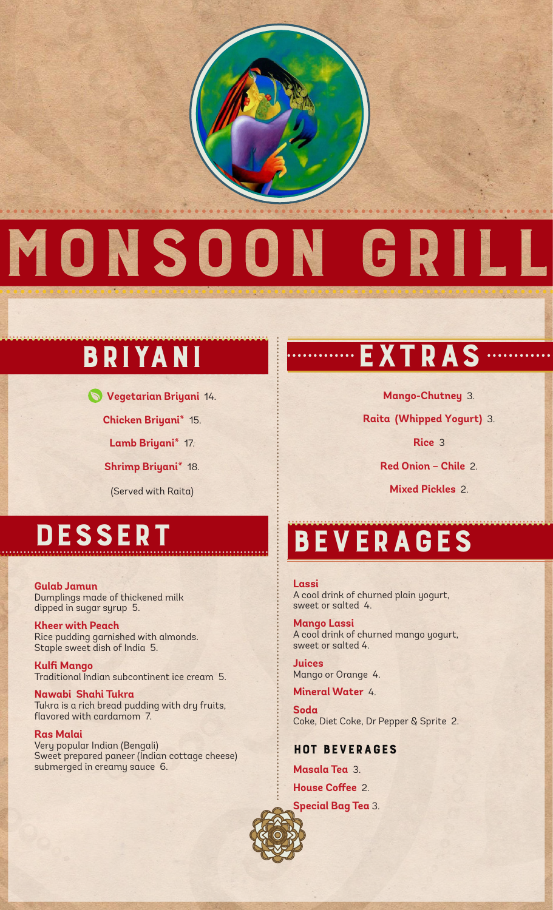# MONSOON GRILL

## BRIYANI

Vegetarian Briyani 14.

**Chicken Briyani*** 15.

**Lamb Briyani*** 17.

**Shrimp Briyani*** 18.

(Served with Raita)

## EXTRAS

**Mango-Chutney** 3.

**Raita (Whipped Yogurt)** 3.

**Rice** 3

**Red Onion – Chile** 2.

**Mixed Pickles** 2.

## DESSERT

**Gulab Jamun**
Dumplings made of thickened milk dipped in sugar syrup 5.

**Kheer with Peach**
Rice pudding garnished with almonds. Staple sweet dish of India 5.

**Kulfi Mango**
Traditional Indian subcontinent ice cream 5.

**Nawabi Shahi Tukra**
Tukra is a rich bread pudding with dry fruits, flavored with cardamom 7.

**Ras Malai**
Very popular Indian (Bengali) Sweet prepared paneer (Indian cottage cheese) submerged in creamy sauce 6.

## BEVERAGES

**Lassi**
A cool drink of churned plain yogurt, sweet or salted 4.

**Mango Lassi**
A cool drink of churned mango yogurt, sweet or salted 4.

**Juices**
Mango or Orange 4.

**Mineral Water** 4.

**Soda**
Coke, Diet Coke, Dr Pepper & Sprite 2.

### HOT BEVERAGES

**Masala Tea** 3.

**House Coffee** 2.

**Special Bag Tea** 3.